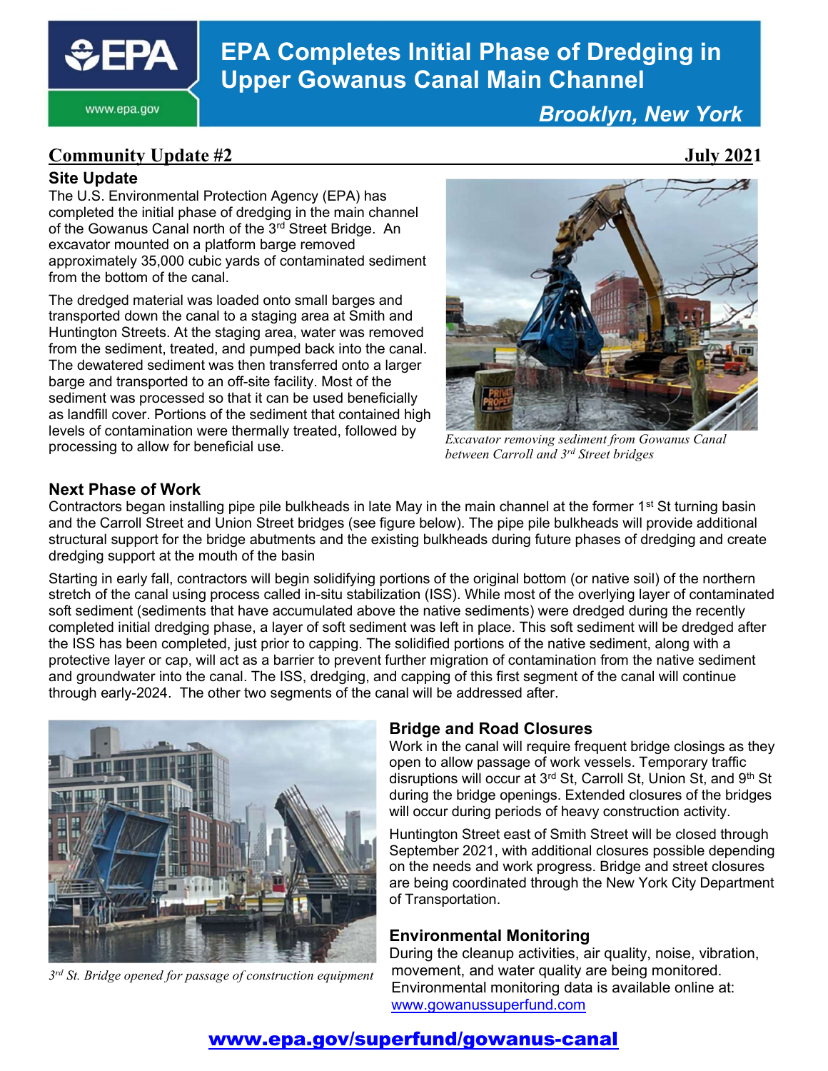# EPA Completes Initial Phase of Dredging in Upper Gowanus Canal Main Channel

*Brooklyn, New York*

**Community Update #2** **July 2021**

## Site Update

The U.S. Environmental Protection Agency (EPA) has completed the initial phase of dredging in the main channel of the Gowanus Canal north of the 3rd Street Bridge. An excavator mounted on a platform barge removed approximately 35,000 cubic yards of contaminated sediment from the bottom of the canal.

The dredged material was loaded onto small barges and transported down the canal to a staging area at Smith and Huntington Streets. At the staging area, water was removed from the sediment, treated, and pumped back into the canal. The dewatered sediment was then transferred onto a larger barge and transported to an off-site facility. Most of the sediment was processed so that it can be used beneficially as landfill cover. Portions of the sediment that contained high levels of contamination were thermally treated, followed by processing to allow for beneficial use.

*Excavator removing sediment from Gowanus Canal between Carroll and 3rd Street bridges*

## Next Phase of Work

Contractors began installing pipe pile bulkheads in late May in the main channel at the former 1st St turning basin and the Carroll Street and Union Street bridges (see figure below). The pipe pile bulkheads will provide additional structural support for the bridge abutments and the existing bulkheads during future phases of dredging and create dredging support at the mouth of the basin

Starting in early fall, contractors will begin solidifying portions of the original bottom (or native soil) of the northern stretch of the canal using process called in-situ stabilization (ISS). While most of the overlying layer of contaminated soft sediment (sediments that have accumulated above the native sediments) were dredged during the recently completed initial dredging phase, a layer of soft sediment was left in place. This soft sediment will be dredged after the ISS has been completed, just prior to capping. The solidified portions of the native sediment, along with a protective layer or cap, will act as a barrier to prevent further migration of contamination from the native sediment and groundwater into the canal. The ISS, dredging, and capping of this first segment of the canal will continue through early-2024. The other two segments of the canal will be addressed after.

*3rd St. Bridge opened for passage of construction equipment*

## Bridge and Road Closures

Work in the canal will require frequent bridge closings as they open to allow passage of work vessels. Temporary traffic disruptions will occur at 3rd St, Carroll St, Union St, and 9th St during the bridge openings. Extended closures of the bridges will occur during periods of heavy construction activity.

Huntington Street east of Smith Street will be closed through September 2021, with additional closures possible depending on the needs and work progress. Bridge and street closures are being coordinated through the New York City Department of Transportation.

## Environmental Monitoring

During the cleanup activities, air quality, noise, vibration, movement, and water quality are being monitored. Environmental monitoring data is available online at: www.gowanussuperfund.com

**www.epa.gov/superfund/gowanus-canal**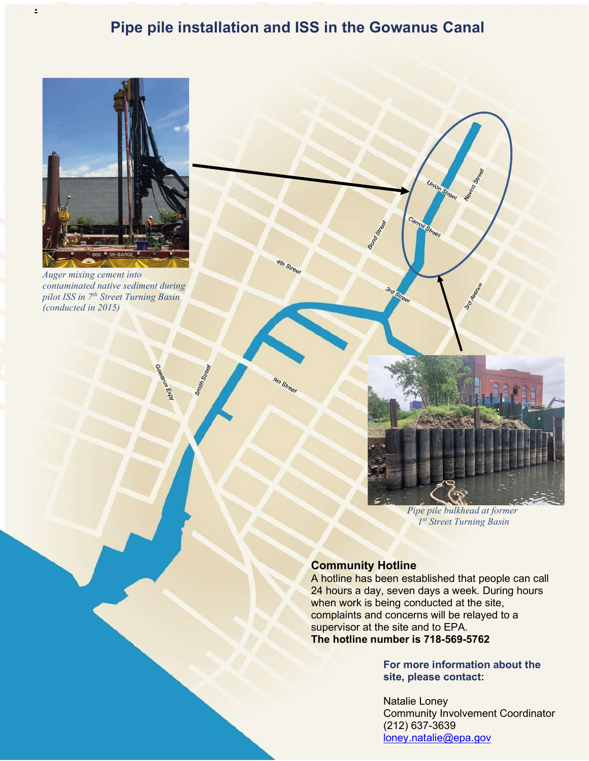# Pipe pile installation and ISS in the Gowanus Canal

*Auger mixing cement into contaminated native sediment during pilot ISS in 7th Street Turning Basin (conducted in 2015)*

*Pipe pile bulkhead at former 1st Street Turning Basin*

**Community Hotline**

A hotline has been established that people can call 24 hours a day, seven days a week. During hours when work is being conducted at the site, complaints and concerns will be relayed to a supervisor at the site and to EPA.

**The hotline number is 718-569-5762**

**For more information about the site, please contact:**

Natalie Loney
Community Involvement Coordinator
(212) 637-3639
loney.natalie@epa.gov